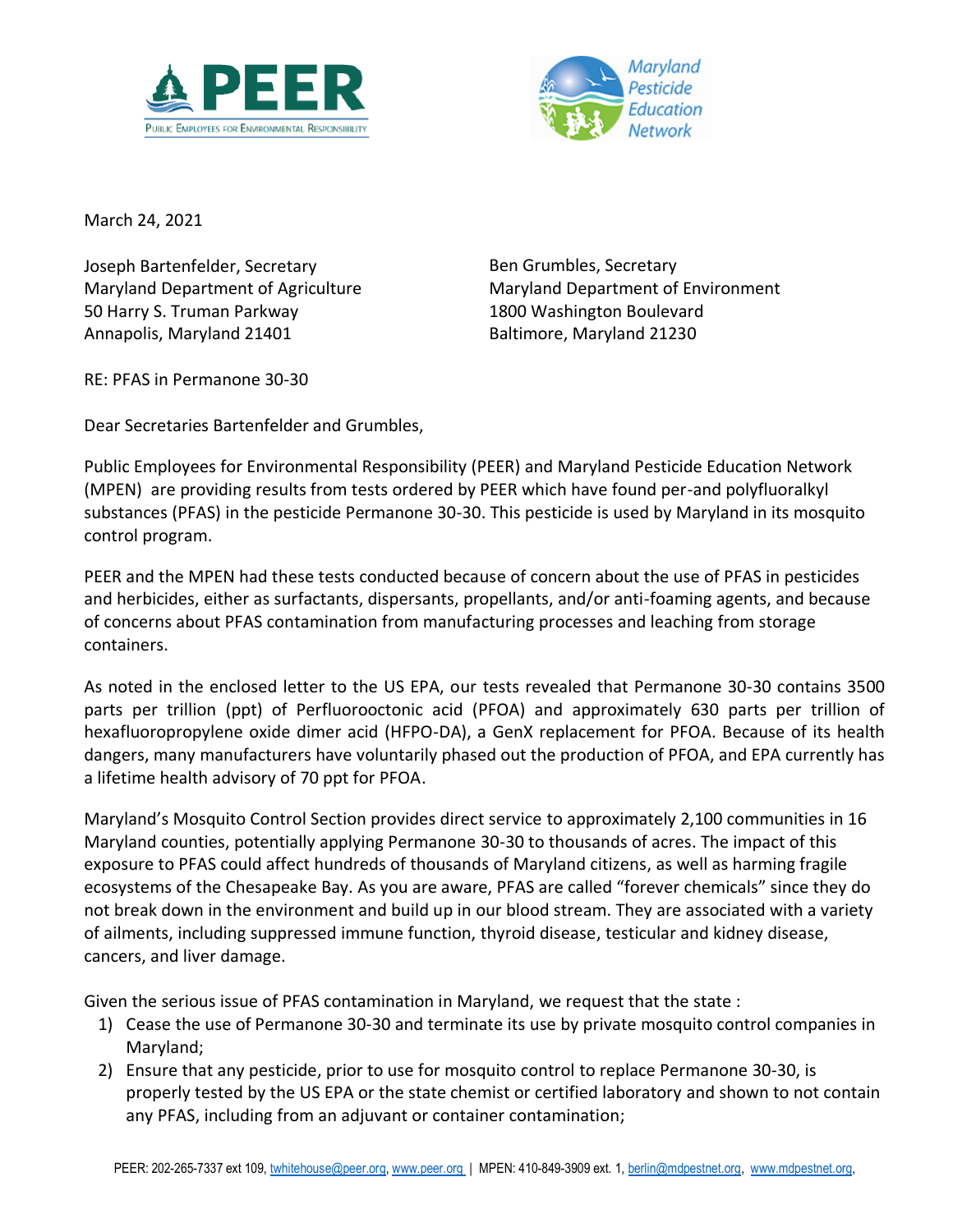PEER

Public Employees for Environmental Responsibility

Maryland Pesticide Education Network

March 24, 2021

Joseph Bartenfelder, Secretary
Maryland Department of Agriculture
50 Harry S. Truman Parkway
Annapolis, Maryland 21401

Ben Grumbles, Secretary
Maryland Department of Environment
1800 Washington Boulevard
Baltimore, Maryland 21230

RE: PFAS in Permanone 30-30

Dear Secretaries Bartenfelder and Grumbles,

Public Employees for Environmental Responsibility (PEER) and Maryland Pesticide Education Network (MPEN) are providing results from tests ordered by PEER which have found per-and polyfluoralkyl substances (PFAS) in the pesticide Permanone 30-30. This pesticide is used by Maryland in its mosquito control program.

PEER and the MPEN had these tests conducted because of concern about the use of PFAS in pesticides and herbicides, either as surfactants, dispersants, propellants, and/or anti-foaming agents, and because of concerns about PFAS contamination from manufacturing processes and leaching from storage containers.

As noted in the enclosed letter to the US EPA, our tests revealed that Permanone 30-30 contains 3500 parts per trillion (ppt) of Perfluorooctonic acid (PFOA) and approximately 630 parts per trillion of hexafluoropropylene oxide dimer acid (HFPO-DA), a GenX replacement for PFOA. Because of its health dangers, many manufacturers have voluntarily phased out the production of PFOA, and EPA currently has a lifetime health advisory of 70 ppt for PFOA.

Maryland's Mosquito Control Section provides direct service to approximately 2,100 communities in 16 Maryland counties, potentially applying Permanone 30-30 to thousands of acres. The impact of this exposure to PFAS could affect hundreds of thousands of Maryland citizens, as well as harming fragile ecosystems of the Chesapeake Bay. As you are aware, PFAS are called "forever chemicals" since they do not break down in the environment and build up in our blood stream. They are associated with a variety of ailments, including suppressed immune function, thyroid disease, testicular and kidney disease, cancers, and liver damage.

Given the serious issue of PFAS contamination in Maryland, we request that the state :

1) Cease the use of Permanone 30-30 and terminate its use by private mosquito control companies in Maryland;
2) Ensure that any pesticide, prior to use for mosquito control to replace Permanone 30-30, is properly tested by the US EPA or the state chemist or certified laboratory and shown to not contain any PFAS, including from an adjuvant or container contamination;

PEER: 202-265-7337 ext 109, twhitehouse@peer.org, www.peer.org | MPEN: 410-849-3909 ext. 1, berlin@mdpestnet.org, www.mdpestnet.org,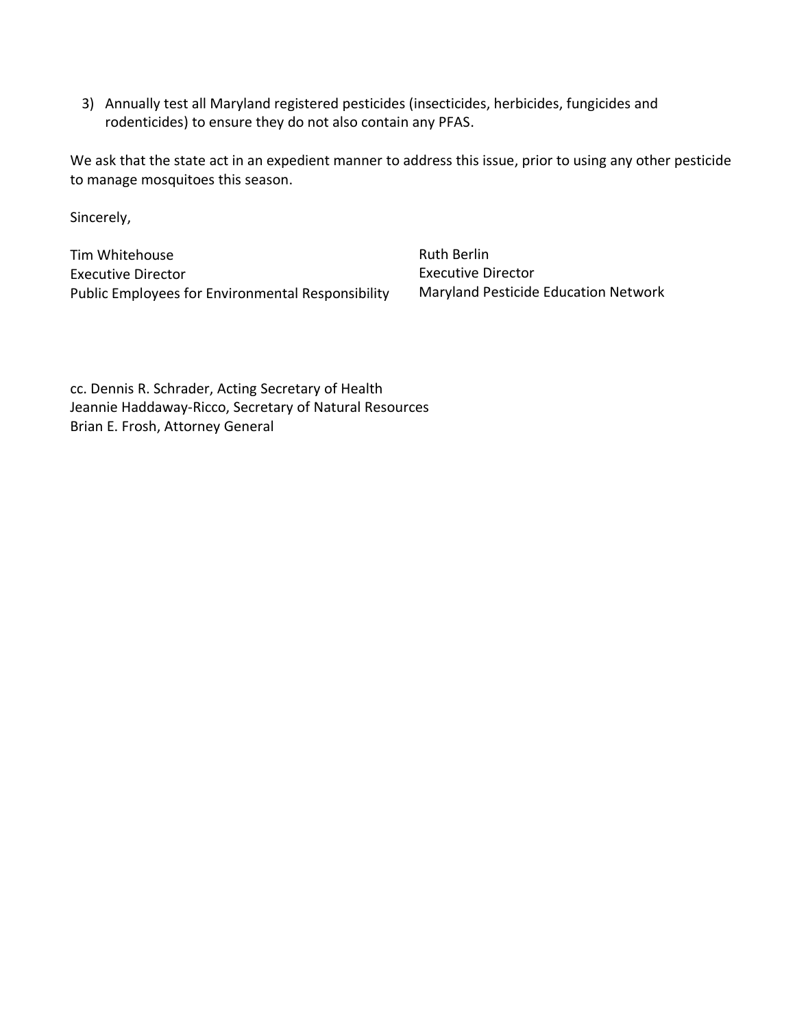3) Annually test all Maryland registered pesticides (insecticides, herbicides, fungicides and rodenticides) to ensure they do not also contain any PFAS.

We ask that the state act in an expedient manner to address this issue, prior to using any other pesticide to manage mosquitoes this season.

Sincerely,

Tim Whitehouse
Executive Director
Public Employees for Environmental Responsibility

Ruth Berlin
Executive Director
Maryland Pesticide Education Network

cc. Dennis R. Schrader, Acting Secretary of Health
Jeannie Haddaway-Ricco, Secretary of Natural Resources
Brian E. Frosh, Attorney General